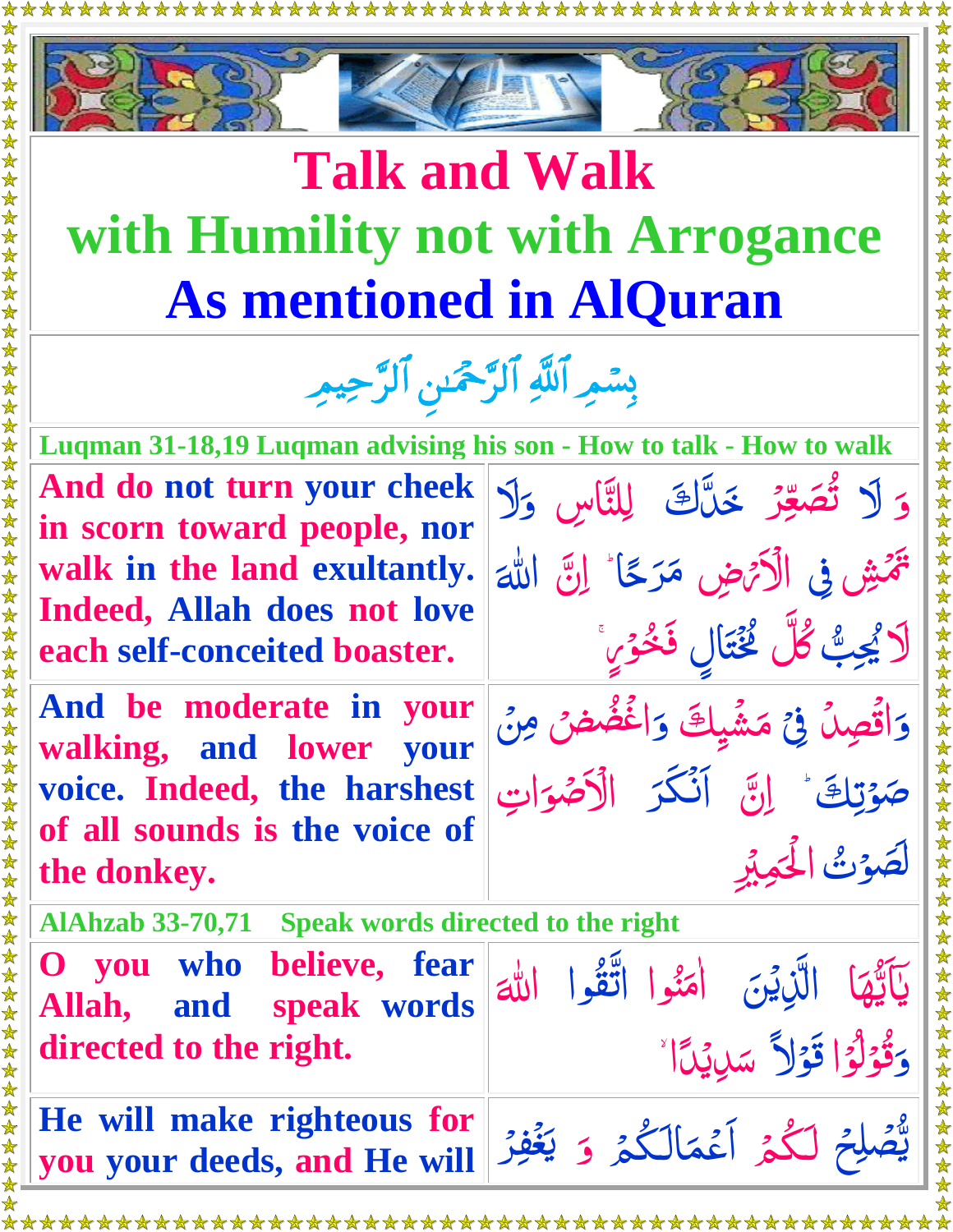# Talk and Walk
## with Humility not with Arrogance
## As mentioned in AlQuran

بِسۡمِ ٱللَّهِ ٱلرَّحۡمَـٰنِ ٱلرَّحِيمِ

**Luqman 31-18,19 Luqman advising his son - How to talk - How to walk**

| | |
|---|---|
| **And do not turn your cheek in scorn toward people, nor walk in the land exultantly. Indeed, Allah does not love each self-conceited boaster.** | وَ لَا تُصَعِّرۡ خَدَّكَ لِلنَّاسِ وَلَا تَمۡشِ فِى الۡاَرۡضِ مَرَحًا ؕ اِنَّ اللّٰهَ لَا يُحِبُّ كُلَّ مُخۡتَالٍ فَخُوۡرٍ ۚ |
| **And be moderate in your walking, and lower your voice. Indeed, the harshest of all sounds is the voice of the donkey.** | وَاقۡصِدۡ فِىۡ مَشۡيِكَ وَاغۡضُضۡ مِنۡ صَوۡتِكَ ؕ اِنَّ اَنۡكَرَ الۡاَصۡوَاتِ لَصَوۡتُ الۡحَمِيۡرِ |

**AlAhzab 33-70,71 Speak words directed to the right**

| | |
|---|---|
| **O you who believe, fear Allah, and speak words directed to the right.** | يٰۤاَيُّهَا الَّذِيۡنَ اٰمَنُوا اتَّقُوا اللّٰهَ وَقُوۡلُوۡا قَوۡلًا سَدِيۡدًا ۙ |
| **He will make righteous for you your deeds, and He will** | يُّصۡلِحۡ لَـكُمۡ اَعۡمَالَـكُمۡ وَ يَغۡفِرۡ |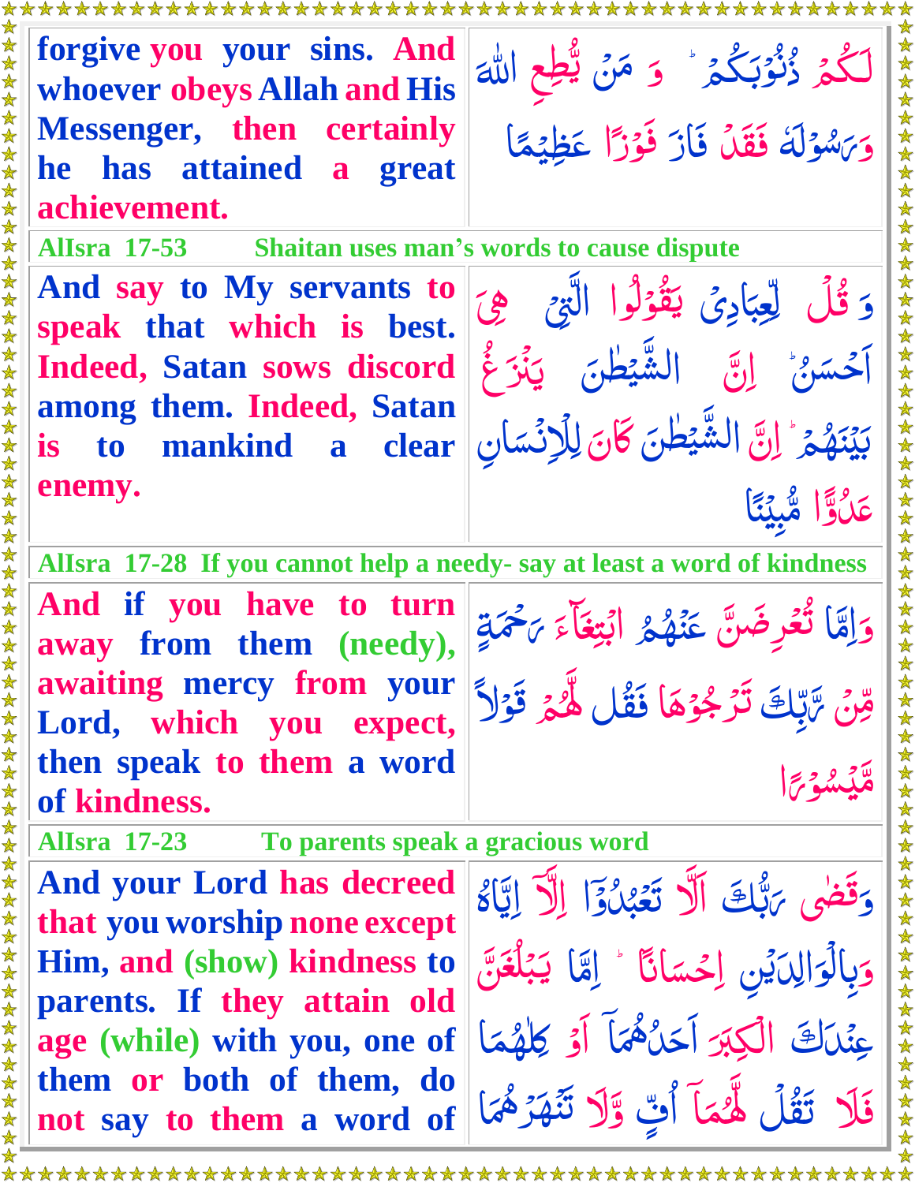| | |
|---|---|
| forgive you your sins. And whoever obeys Allah and His Messenger, then certainly he has attained a great achievement. | لَكُمۡ ذُنُوۡبَكُمۡ ؕ وَ مَنۡ يُّطِعِ اللّٰهَ وَرَسُوۡلَهٗ فَقَدۡ فَازَ فَوۡزًا عَظِيۡمًا |

**AlIsra 17-53 Shaitan uses man's words to cause dispute**

| | |
|---|---|
| And say to My servants to speak that which is best. Indeed, Satan sows discord among them. Indeed, Satan is to mankind a clear enemy. | وَ قُلۡ لِّعِبَادِىۡ يَقُوۡلُوا الَّتِىۡ هِىَ اَحۡسَنُ ؕ اِنَّ الشَّيۡطٰنَ يَنۡزَغُ بَيۡنَهُمۡ ؕ اِنَّ الشَّيۡطٰنَ كَانَ لِلۡاِنۡسَانِ عَدُوًّا مُّبِيۡنًا |

**AlIsra 17-28 If you cannot help a needy- say at least a word of kindness**

| | |
|---|---|
| And if you have to turn away from them (needy), awaiting mercy from your Lord, which you expect, then speak to them a word of kindness. | وَاِمَّا تُعۡرِضَنَّ عَنۡهُمُ ابۡتِغَآءَ رَحۡمَةٍ مِّنۡ رَّبِّكَ تَرۡجُوۡهَا فَقُلْ لَّهُمۡ قَوۡلًا مَّيۡسُوۡرًا |

**AlIsra 17-23 To parents speak a gracious word**

| | |
|---|---|
| And your Lord has decreed that you worship none except Him, and (show) kindness to parents. If they attain old age (while) with you, one of them or both of them, do not say to them a word of | وَقَضٰى رَبُّكَ اَلَّا تَعۡبُدُوۡۤا اِلَّاۤ اِيَّاهُ وَبِالۡوَالِدَيۡنِ اِحۡسَانًا ؕ اِمَّا يَبۡلُغَنَّ عِنۡدَكَ الۡكِبَرَ اَحَدُهُمَاۤ اَوۡ كِلٰهُمَا فَلَا تَقُلْ لَّهُمَاۤ اُفٍّ وَّلَا تَنۡهَرۡهُمَا |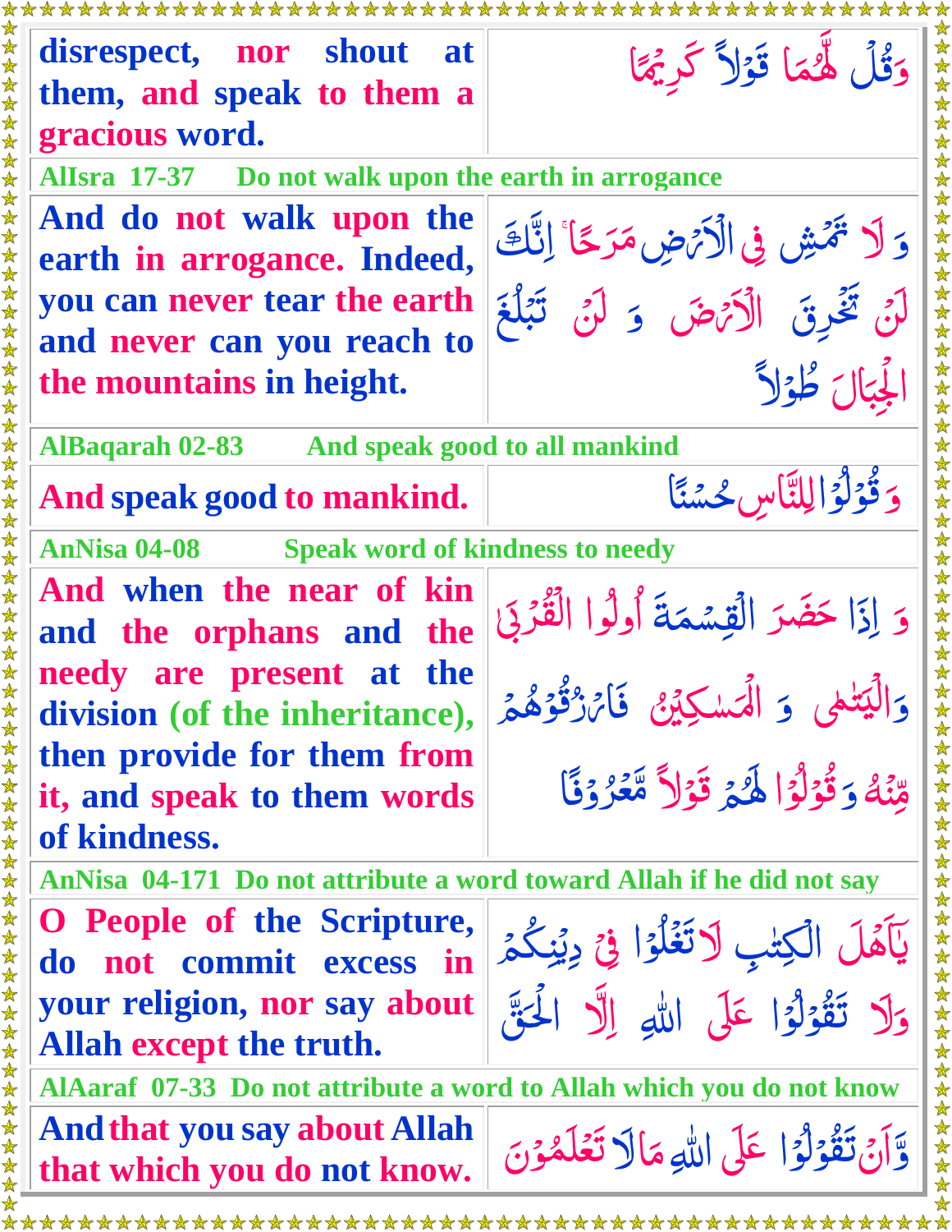| | |
|---|---|
| disrespect, nor shout at them, and speak to them a gracious word. | وَقُلْ لَّهُمَا قَوْلاً كَرِيمًا |

**AlIsra 17-37 Do not walk upon the earth in arrogance**

| | |
|---|---|
| And do not walk upon the earth in arrogance. Indeed, you can never tear the earth and never can you reach to the mountains in height. | وَ لَا تَمْشِ فِي الْأَرْضِ مَرَحًا ۚ إِنَّكَ لَنْ تَخْرِقَ الْأَرْضَ وَ لَنْ تَبْلُغَ الْجِبَالَ طُوْلاً |

**AlBaqarah 02-83 And speak good to all mankind**

| | |
|---|---|
| And speak good to mankind. | وَ قُوْلُوْا لِلنَّاسِ حُسْنًا |

**AnNisa 04-08 Speak word of kindness to needy**

| | |
|---|---|
| And when the near of kin and the orphans and the needy are present at the division (of the inheritance), then provide for them from it, and speak to them words of kindness. | وَ إِذَا حَضَرَ الْقِسْمَةَ أُولُوا الْقُرْبَىٰ وَالْيَتٰمٰى وَ الْمَسٰكِيْنُ فَارْزُقُوْهُمْ مِّنْهُ وَقُوْلُوْا لَهُمْ قَوْلاً مَّعْرُوْفًا |

**AnNisa 04-171 Do not attribute a word toward Allah if he did not say**

| | |
|---|---|
| O People of the Scripture, do not commit excess in your religion, nor say about Allah except the truth. | يٰٓأَهْلَ الْكِتٰبِ لَا تَغْلُوْا فِيْ دِيْنِكُمْ وَلَا تَقُوْلُوْا عَلَى اللّٰهِ إِلَّا الْحَقَّ |

**AlAaraf 07-33 Do not attribute a word to Allah which you do not know**

| | |
|---|---|
| And that you say about Allah that which you do not know. | وَّأَنْ تَقُوْلُوْا عَلَى اللّٰهِ مَا لَا تَعْلَمُوْنَ |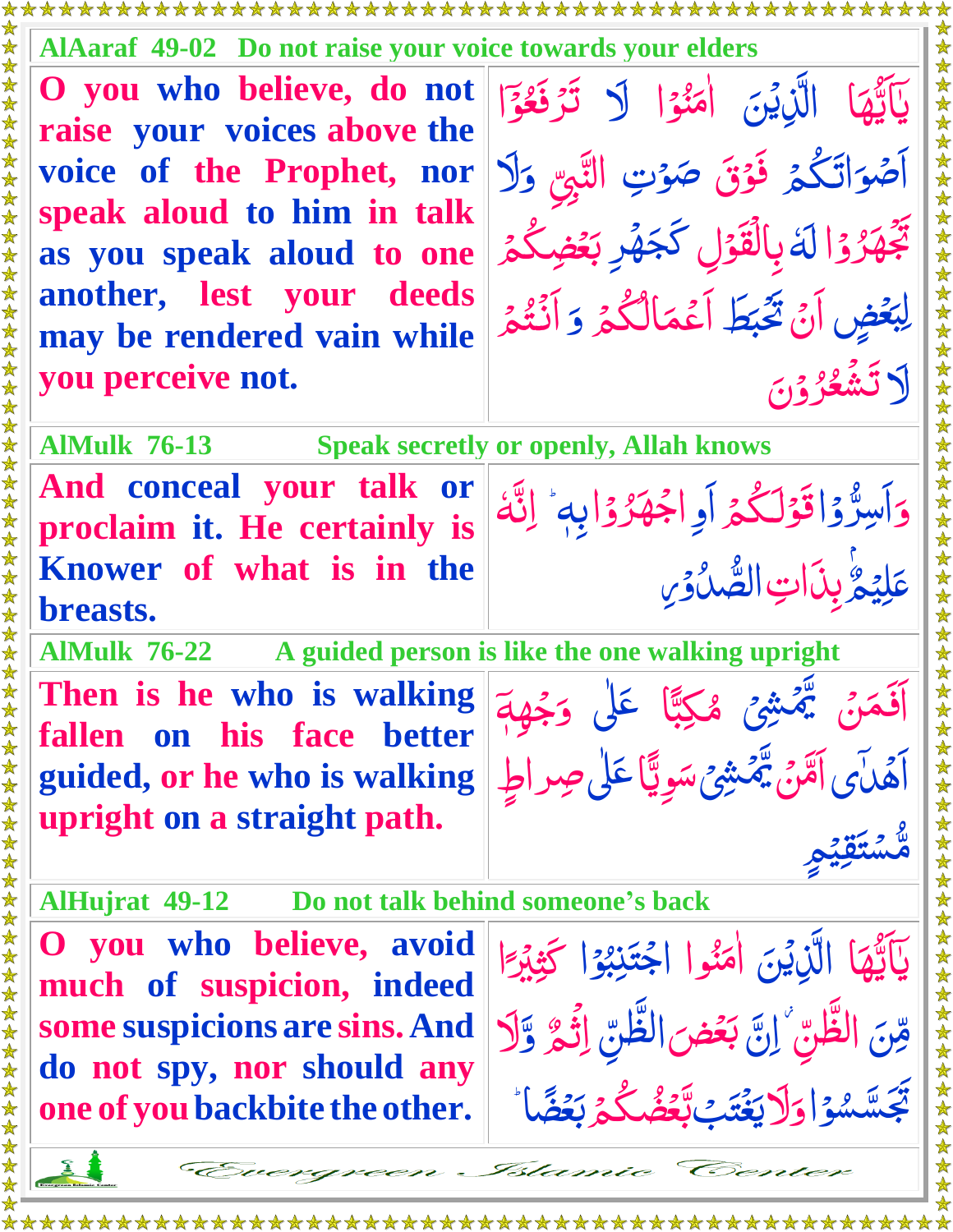## AlAaraf 49-02 Do not raise your voice towards your elders

| | |
|---|---|
| O you who believe, do not raise your voices above the voice of the Prophet, nor speak aloud to him in talk as you speak aloud to one another, lest your deeds may be rendered vain while you perceive not. | يَآيُّهَا الَّذِيْنَ اٰمَنُوْا لَا تَرْفَعُوْٓا اَصْوَاتَكُمْ فَوْقَ صَوْتِ النَّبِيِّ وَلَا تَجْهَرُوْا لَهٗ بِالْقَوْلِ كَجَهْرِ بَعْضِكُمْ لِبَعْضٍ اَنْ تَحْبَطَ اَعْمَالُكُمْ وَ اَنْتُمْ لَا تَشْعُرُوْنَ |

## AlMulk 76-13 Speak secretly or openly, Allah knows

| | |
|---|---|
| And conceal your talk or proclaim it. He certainly is Knower of what is in the breasts. | وَاَسِرُّوْا قَوْلَكُمْ اَوِ اجْهَرُوْا بِهٖ ؕ اِنَّهٗ عَلِيْمٌۢ بِذَاتِ الصُّدُوْرِ |

## AlMulk 76-22 A guided person is like the one walking upright

| | |
|---|---|
| Then is he who is walking fallen on his face better guided, or he who is walking upright on a straight path. | اَفَمَنْ يَّمْشِيْ مُكِبًّا عَلٰى وَجْهِهٖٓ اَهْدٰٓى اَمَّنْ يَّمْشِيْ سَوِيًّا عَلٰى صِرَاطٍ مُّسْتَقِيْمٍ |

## AlHujrat 49-12 Do not talk behind someone's back

| | |
|---|---|
| O you who believe, avoid much of suspicion, indeed some suspicions are sins. And do not spy, nor should any one of you backbite the other. | يَآيُّهَا الَّذِيْنَ اٰمَنُوا اجْتَنِبُوْا كَثِيْرًا مِّنَ الظَّنِّ ۫ اِنَّ بَعْضَ الظَّنِّ اِثْمٌ وَّلَا تَجَسَّسُوْا وَلَا يَغْتَبْ بَّعْضُكُمْ بَعْضًا ؕ |

Evergreen Islamic Center